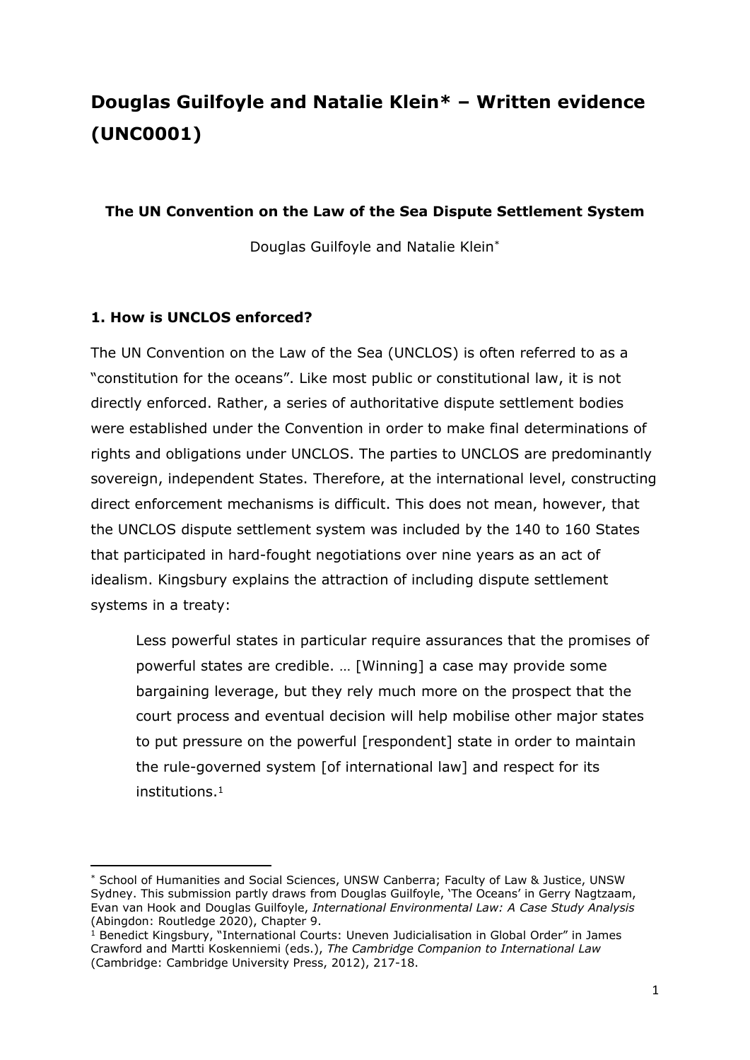# Douglas Guilfoyle and Natalie Klein* – Written evidence (UNC0001)

### The UN Convention on the Law of the Sea Dispute Settlement System

Douglas Guilfoyle and Natalie Klein*

### 1. How is UNCLOS enforced?

The UN Convention on the Law of the Sea (UNCLOS) is often referred to as a "constitution for the oceans". Like most public or constitutional law, it is not directly enforced. Rather, a series of authoritative dispute settlement bodies were established under the Convention in order to make final determinations of rights and obligations under UNCLOS. The parties to UNCLOS are predominantly sovereign, independent States. Therefore, at the international level, constructing direct enforcement mechanisms is difficult. This does not mean, however, that the UNCLOS dispute settlement system was included by the 140 to 160 States that participated in hard-fought negotiations over nine years as an act of idealism. Kingsbury explains the attraction of including dispute settlement systems in a treaty:

> Less powerful states in particular require assurances that the promises of powerful states are credible. … [Winning] a case may provide some bargaining leverage, but they rely much more on the prospect that the court process and eventual decision will help mobilise other major states to put pressure on the powerful [respondent] state in order to maintain the rule-governed system [of international law] and respect for its institutions.[1]

---

* School of Humanities and Social Sciences, UNSW Canberra; Faculty of Law & Justice, UNSW Sydney. This submission partly draws from Douglas Guilfoyle, 'The Oceans' in Gerry Nagtzaam, Evan van Hook and Douglas Guilfoyle, *International Environmental Law: A Case Study Analysis* (Abingdon: Routledge 2020), Chapter 9.

[1] Benedict Kingsbury, "International Courts: Uneven Judicialisation in Global Order" in James Crawford and Martti Koskenniemi (eds.), *The Cambridge Companion to International Law* (Cambridge: Cambridge University Press, 2012), 217-18.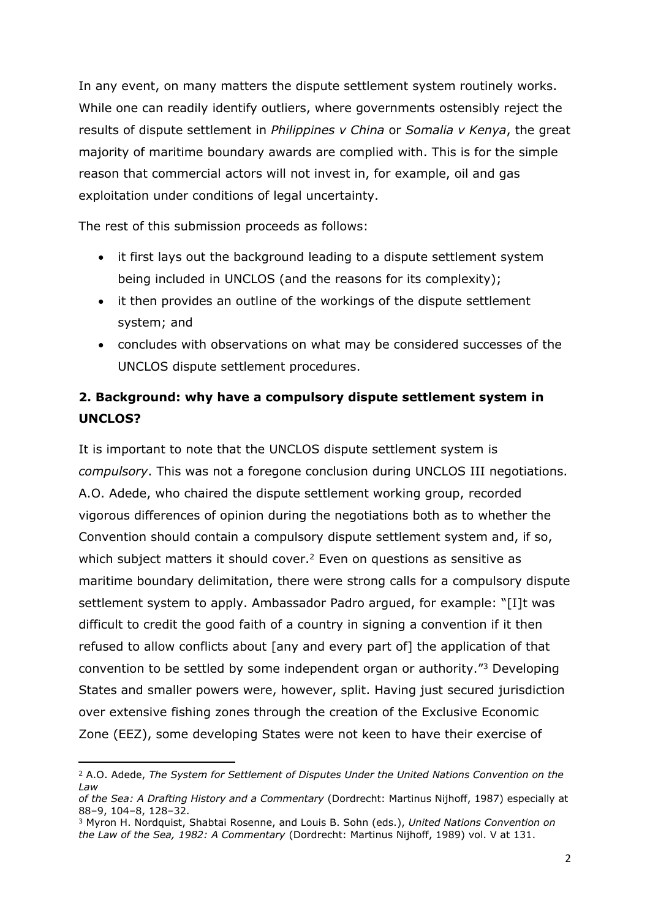In any event, on many matters the dispute settlement system routinely works. While one can readily identify outliers, where governments ostensibly reject the results of dispute settlement in *Philippines v China* or *Somalia v Kenya*, the great majority of maritime boundary awards are complied with. This is for the simple reason that commercial actors will not invest in, for example, oil and gas exploitation under conditions of legal uncertainty.

The rest of this submission proceeds as follows:

- it first lays out the background leading to a dispute settlement system being included in UNCLOS (and the reasons for its complexity);
- it then provides an outline of the workings of the dispute settlement system; and
- concludes with observations on what may be considered successes of the UNCLOS dispute settlement procedures.

## 2. Background: why have a compulsory dispute settlement system in UNCLOS?

It is important to note that the UNCLOS dispute settlement system is *compulsory*. This was not a foregone conclusion during UNCLOS III negotiations. A.O. Adede, who chaired the dispute settlement working group, recorded vigorous differences of opinion during the negotiations both as to whether the Convention should contain a compulsory dispute settlement system and, if so, which subject matters it should cover.[2] Even on questions as sensitive as maritime boundary delimitation, there were strong calls for a compulsory dispute settlement system to apply. Ambassador Padro argued, for example: "[I]t was difficult to credit the good faith of a country in signing a convention if it then refused to allow conflicts about [any and every part of] the application of that convention to be settled by some independent organ or authority."[3] Developing States and smaller powers were, however, split. Having just secured jurisdiction over extensive fishing zones through the creation of the Exclusive Economic Zone (EEZ), some developing States were not keen to have their exercise of

---

[2] A.O. Adede, *The System for Settlement of Disputes Under the United Nations Convention on the Law of the Sea: A Drafting History and a Commentary* (Dordrecht: Martinus Nijhoff, 1987) especially at 88–9, 104–8, 128–32.

[3] Myron H. Nordquist, Shabtai Rosenne, and Louis B. Sohn (eds.), *United Nations Convention on the Law of the Sea, 1982: A Commentary* (Dordrecht: Martinus Nijhoff, 1989) vol. V at 131.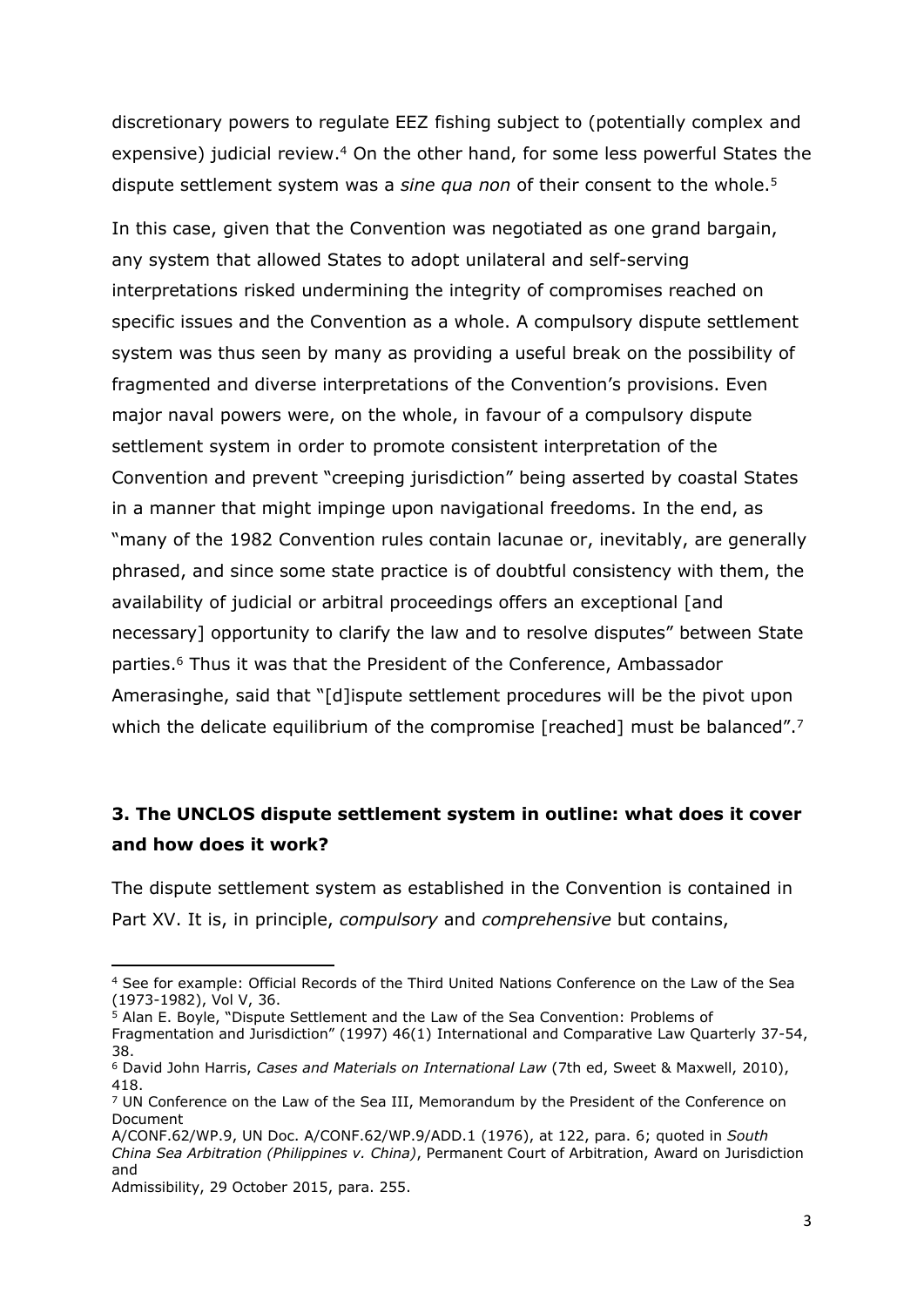discretionary powers to regulate EEZ fishing subject to (potentially complex and expensive) judicial review.[4] On the other hand, for some less powerful States the dispute settlement system was a *sine qua non* of their consent to the whole.[5]

In this case, given that the Convention was negotiated as one grand bargain, any system that allowed States to adopt unilateral and self-serving interpretations risked undermining the integrity of compromises reached on specific issues and the Convention as a whole. A compulsory dispute settlement system was thus seen by many as providing a useful break on the possibility of fragmented and diverse interpretations of the Convention's provisions. Even major naval powers were, on the whole, in favour of a compulsory dispute settlement system in order to promote consistent interpretation of the Convention and prevent "creeping jurisdiction" being asserted by coastal States in a manner that might impinge upon navigational freedoms. In the end, as "many of the 1982 Convention rules contain lacunae or, inevitably, are generally phrased, and since some state practice is of doubtful consistency with them, the availability of judicial or arbitral proceedings offers an exceptional [and necessary] opportunity to clarify the law and to resolve disputes" between State parties.[6] Thus it was that the President of the Conference, Ambassador Amerasinghe, said that "[d]ispute settlement procedures will be the pivot upon which the delicate equilibrium of the compromise [reached] must be balanced".[7]

## 3. The UNCLOS dispute settlement system in outline: what does it cover and how does it work?

The dispute settlement system as established in the Convention is contained in Part XV. It is, in principle, *compulsory* and *comprehensive* but contains,

---

[4] See for example: Official Records of the Third United Nations Conference on the Law of the Sea (1973-1982), Vol V, 36.

[5] Alan E. Boyle, "Dispute Settlement and the Law of the Sea Convention: Problems of Fragmentation and Jurisdiction" (1997) 46(1) International and Comparative Law Quarterly 37-54, 38.

[6] David John Harris, *Cases and Materials on International Law* (7th ed, Sweet & Maxwell, 2010), 418.

[7] UN Conference on the Law of the Sea III, Memorandum by the President of the Conference on Document A/CONF.62/WP.9, UN Doc. A/CONF.62/WP.9/ADD.1 (1976), at 122, para. 6; quoted in *South China Sea Arbitration (Philippines v. China)*, Permanent Court of Arbitration, Award on Jurisdiction and Admissibility, 29 October 2015, para. 255.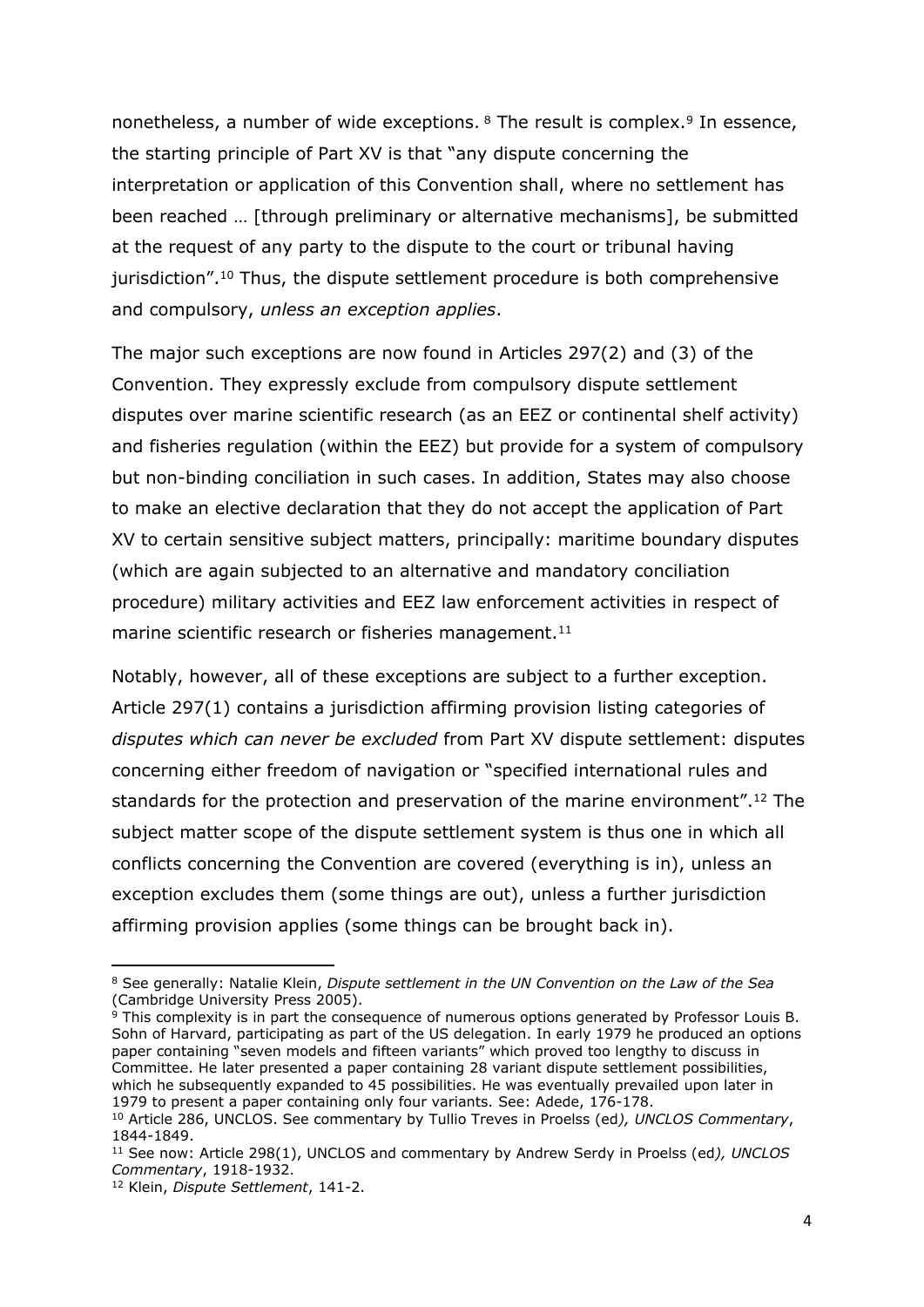nonetheless, a number of wide exceptions. [8] The result is complex.[9] In essence, the starting principle of Part XV is that "any dispute concerning the interpretation or application of this Convention shall, where no settlement has been reached … [through preliminary or alternative mechanisms], be submitted at the request of any party to the dispute to the court or tribunal having jurisdiction".[10] Thus, the dispute settlement procedure is both comprehensive and compulsory, *unless an exception applies*.

The major such exceptions are now found in Articles 297(2) and (3) of the Convention. They expressly exclude from compulsory dispute settlement disputes over marine scientific research (as an EEZ or continental shelf activity) and fisheries regulation (within the EEZ) but provide for a system of compulsory but non-binding conciliation in such cases. In addition, States may also choose to make an elective declaration that they do not accept the application of Part XV to certain sensitive subject matters, principally: maritime boundary disputes (which are again subjected to an alternative and mandatory conciliation procedure) military activities and EEZ law enforcement activities in respect of marine scientific research or fisheries management.[11]

Notably, however, all of these exceptions are subject to a further exception. Article 297(1) contains a jurisdiction affirming provision listing categories of *disputes which can never be excluded* from Part XV dispute settlement: disputes concerning either freedom of navigation or "specified international rules and standards for the protection and preservation of the marine environment".[12] The subject matter scope of the dispute settlement system is thus one in which all conflicts concerning the Convention are covered (everything is in), unless an exception excludes them (some things are out), unless a further jurisdiction affirming provision applies (some things can be brought back in).

---

[8] See generally: Natalie Klein, *Dispute settlement in the UN Convention on the Law of the Sea* (Cambridge University Press 2005).

[9] This complexity is in part the consequence of numerous options generated by Professor Louis B. Sohn of Harvard, participating as part of the US delegation. In early 1979 he produced an options paper containing "seven models and fifteen variants" which proved too lengthy to discuss in Committee. He later presented a paper containing 28 variant dispute settlement possibilities, which he subsequently expanded to 45 possibilities. He was eventually prevailed upon later in 1979 to present a paper containing only four variants. See: Adede, 176-178.

[10] Article 286, UNCLOS. See commentary by Tullio Treves in Proelss (ed*), UNCLOS Commentary*, 1844-1849.

[11] See now: Article 298(1), UNCLOS and commentary by Andrew Serdy in Proelss (ed*), UNCLOS Commentary*, 1918-1932.

[12] Klein, *Dispute Settlement*, 141-2.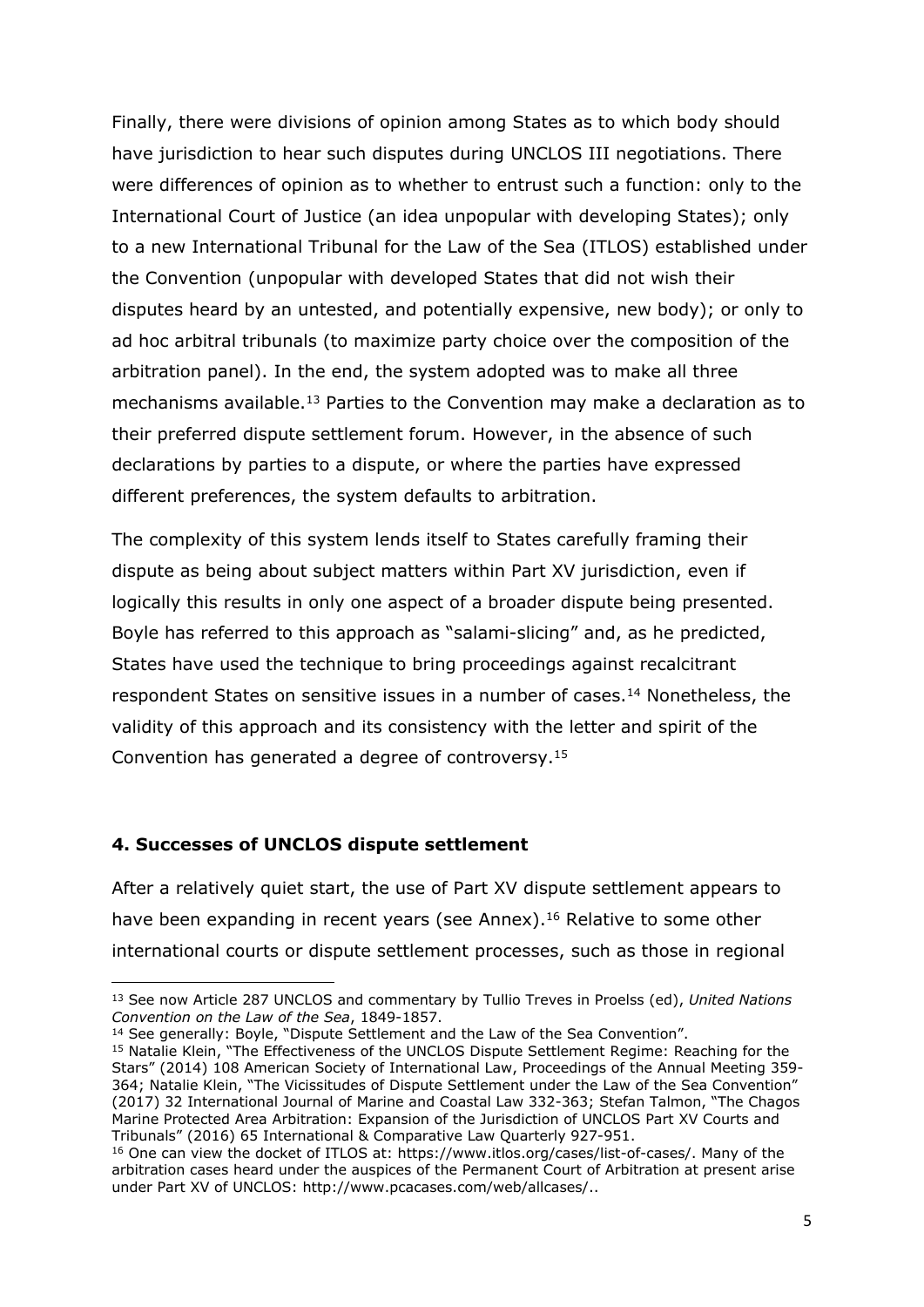Finally, there were divisions of opinion among States as to which body should have jurisdiction to hear such disputes during UNCLOS III negotiations. There were differences of opinion as to whether to entrust such a function: only to the International Court of Justice (an idea unpopular with developing States); only to a new International Tribunal for the Law of the Sea (ITLOS) established under the Convention (unpopular with developed States that did not wish their disputes heard by an untested, and potentially expensive, new body); or only to ad hoc arbitral tribunals (to maximize party choice over the composition of the arbitration panel). In the end, the system adopted was to make all three mechanisms available.[13] Parties to the Convention may make a declaration as to their preferred dispute settlement forum. However, in the absence of such declarations by parties to a dispute, or where the parties have expressed different preferences, the system defaults to arbitration.

The complexity of this system lends itself to States carefully framing their dispute as being about subject matters within Part XV jurisdiction, even if logically this results in only one aspect of a broader dispute being presented. Boyle has referred to this approach as "salami-slicing" and, as he predicted, States have used the technique to bring proceedings against recalcitrant respondent States on sensitive issues in a number of cases.[14] Nonetheless, the validity of this approach and its consistency with the letter and spirit of the Convention has generated a degree of controversy.[15]

### 4. Successes of UNCLOS dispute settlement

After a relatively quiet start, the use of Part XV dispute settlement appears to have been expanding in recent years (see Annex).[16] Relative to some other international courts or dispute settlement processes, such as those in regional

---

[13] See now Article 287 UNCLOS and commentary by Tullio Treves in Proelss (ed), *United Nations Convention on the Law of the Sea*, 1849-1857.

[14] See generally: Boyle, "Dispute Settlement and the Law of the Sea Convention".

[15] Natalie Klein, "The Effectiveness of the UNCLOS Dispute Settlement Regime: Reaching for the Stars" (2014) 108 American Society of International Law, Proceedings of the Annual Meeting 359-364; Natalie Klein, "The Vicissitudes of Dispute Settlement under the Law of the Sea Convention" (2017) 32 International Journal of Marine and Coastal Law 332-363; Stefan Talmon, "The Chagos Marine Protected Area Arbitration: Expansion of the Jurisdiction of UNCLOS Part XV Courts and Tribunals" (2016) 65 International & Comparative Law Quarterly 927-951.

[16] One can view the docket of ITLOS at: https://www.itlos.org/cases/list-of-cases/. Many of the arbitration cases heard under the auspices of the Permanent Court of Arbitration at present arise under Part XV of UNCLOS: http://www.pcacases.com/web/allcases/..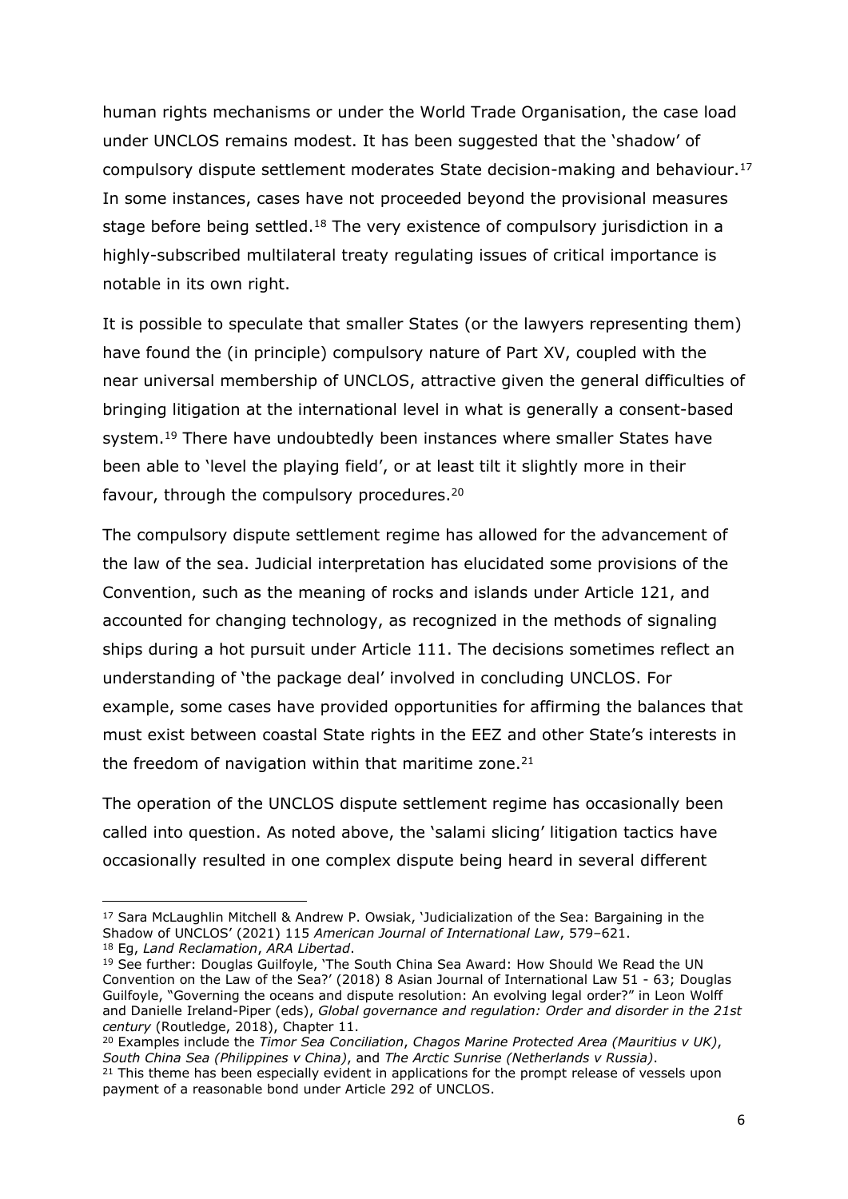human rights mechanisms or under the World Trade Organisation, the case load under UNCLOS remains modest. It has been suggested that the 'shadow' of compulsory dispute settlement moderates State decision-making and behaviour.[17] In some instances, cases have not proceeded beyond the provisional measures stage before being settled.[18] The very existence of compulsory jurisdiction in a highly-subscribed multilateral treaty regulating issues of critical importance is notable in its own right.

It is possible to speculate that smaller States (or the lawyers representing them) have found the (in principle) compulsory nature of Part XV, coupled with the near universal membership of UNCLOS, attractive given the general difficulties of bringing litigation at the international level in what is generally a consent-based system.[19] There have undoubtedly been instances where smaller States have been able to 'level the playing field', or at least tilt it slightly more in their favour, through the compulsory procedures.[20]

The compulsory dispute settlement regime has allowed for the advancement of the law of the sea. Judicial interpretation has elucidated some provisions of the Convention, such as the meaning of rocks and islands under Article 121, and accounted for changing technology, as recognized in the methods of signaling ships during a hot pursuit under Article 111. The decisions sometimes reflect an understanding of 'the package deal' involved in concluding UNCLOS. For example, some cases have provided opportunities for affirming the balances that must exist between coastal State rights in the EEZ and other State's interests in the freedom of navigation within that maritime zone.[21]

The operation of the UNCLOS dispute settlement regime has occasionally been called into question. As noted above, the 'salami slicing' litigation tactics have occasionally resulted in one complex dispute being heard in several different

---

[17] Sara McLaughlin Mitchell & Andrew P. Owsiak, 'Judicialization of the Sea: Bargaining in the Shadow of UNCLOS' (2021) 115 *American Journal of International Law*, 579–621.

[18] Eg, *Land Reclamation*, *ARA Libertad*.

[19] See further: Douglas Guilfoyle, 'The South China Sea Award: How Should We Read the UN Convention on the Law of the Sea?' (2018) 8 Asian Journal of International Law 51 - 63; Douglas Guilfoyle, "Governing the oceans and dispute resolution: An evolving legal order?" in Leon Wolff and Danielle Ireland-Piper (eds), *Global governance and regulation: Order and disorder in the 21st century* (Routledge, 2018), Chapter 11.

[20] Examples include the *Timor Sea Conciliation*, *Chagos Marine Protected Area (Mauritius v UK)*, *South China Sea (Philippines v China)*, and *The Arctic Sunrise (Netherlands v Russia)*.

[21] This theme has been especially evident in applications for the prompt release of vessels upon payment of a reasonable bond under Article 292 of UNCLOS.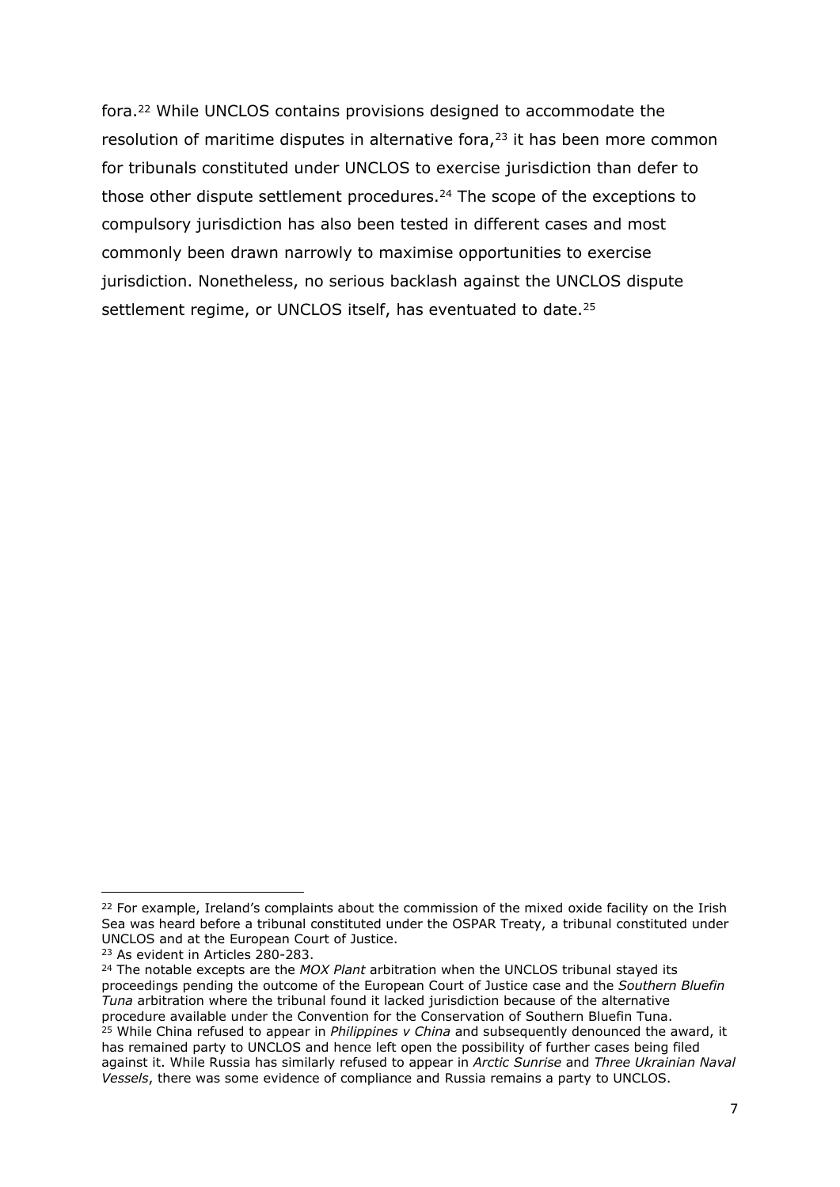fora.[22] While UNCLOS contains provisions designed to accommodate the resolution of maritime disputes in alternative fora,[23] it has been more common for tribunals constituted under UNCLOS to exercise jurisdiction than defer to those other dispute settlement procedures.[24] The scope of the exceptions to compulsory jurisdiction has also been tested in different cases and most commonly been drawn narrowly to maximise opportunities to exercise jurisdiction. Nonetheless, no serious backlash against the UNCLOS dispute settlement regime, or UNCLOS itself, has eventuated to date.[25]

---

[22] For example, Ireland's complaints about the commission of the mixed oxide facility on the Irish Sea was heard before a tribunal constituted under the OSPAR Treaty, a tribunal constituted under UNCLOS and at the European Court of Justice.

[23] As evident in Articles 280-283.

[24] The notable excepts are the *MOX Plant* arbitration when the UNCLOS tribunal stayed its proceedings pending the outcome of the European Court of Justice case and the *Southern Bluefin Tuna* arbitration where the tribunal found it lacked jurisdiction because of the alternative procedure available under the Convention for the Conservation of Southern Bluefin Tuna.

[25] While China refused to appear in *Philippines v China* and subsequently denounced the award, it has remained party to UNCLOS and hence left open the possibility of further cases being filed against it. While Russia has similarly refused to appear in *Arctic Sunrise* and *Three Ukrainian Naval Vessels*, there was some evidence of compliance and Russia remains a party to UNCLOS.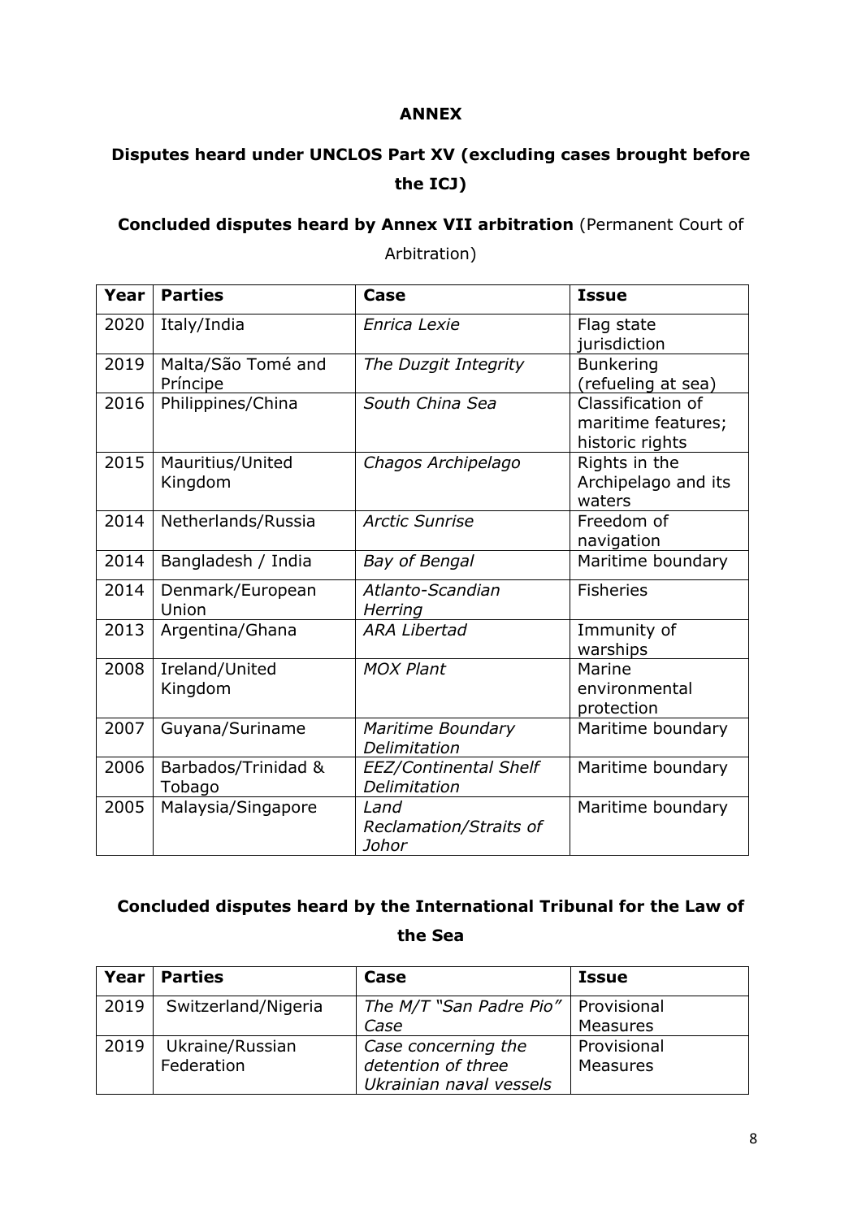## ANNEX

### Disputes heard under UNCLOS Part XV (excluding cases brought before the ICJ)

**Concluded disputes heard by Annex VII arbitration** (Permanent Court of Arbitration)

| Year | Parties | Case | Issue |
|---|---|---|---|
| 2020 | Italy/India | *Enrica Lexie* | Flag state jurisdiction |
| 2019 | Malta/São Tomé and Príncipe | *The Duzgit Integrity* | Bunkering (refueling at sea) |
| 2016 | Philippines/China | *South China Sea* | Classification of maritime features; historic rights |
| 2015 | Mauritius/United Kingdom | *Chagos Archipelago* | Rights in the Archipelago and its waters |
| 2014 | Netherlands/Russia | *Arctic Sunrise* | Freedom of navigation |
| 2014 | Bangladesh / India | *Bay of Bengal* | Maritime boundary |
| 2014 | Denmark/European Union | *Atlanto-Scandian Herring* | Fisheries |
| 2013 | Argentina/Ghana | *ARA Libertad* | Immunity of warships |
| 2008 | Ireland/United Kingdom | *MOX Plant* | Marine environmental protection |
| 2007 | Guyana/Suriname | *Maritime Boundary Delimitation* | Maritime boundary |
| 2006 | Barbados/Trinidad & Tobago | *EEZ/Continental Shelf Delimitation* | Maritime boundary |
| 2005 | Malaysia/Singapore | *Land Reclamation/Straits of Johor* | Maritime boundary |

**Concluded disputes heard by the International Tribunal for the Law of the Sea**

| Year | Parties | Case | Issue |
|---|---|---|---|
| 2019 | Switzerland/Nigeria | *The M/T "San Padre Pio" Case* | Provisional Measures |
| 2019 | Ukraine/Russian Federation | *Case concerning the detention of three Ukrainian naval vessels* | Provisional Measures |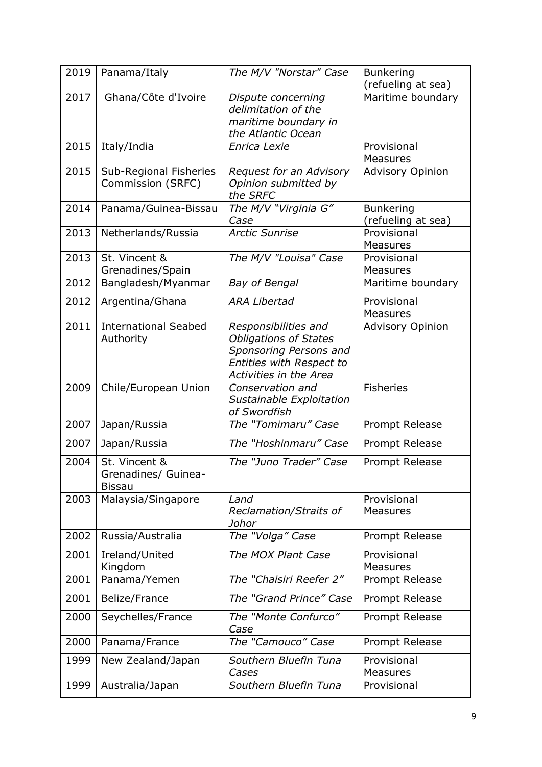| 2019 | Panama/Italy | *The M/V "Norstar" Case* | Bunkering (refueling at sea) |
|---|---|---|---|
| 2017 | Ghana/Côte d'Ivoire | *Dispute concerning delimitation of the maritime boundary in the Atlantic Ocean* | Maritime boundary |
| 2015 | Italy/India | *Enrica Lexie* | Provisional Measures |
| 2015 | Sub-Regional Fisheries Commission (SRFC) | *Request for an Advisory Opinion submitted by the SRFC* | Advisory Opinion |
| 2014 | Panama/Guinea-Bissau | *The M/V "Virginia G" Case* | Bunkering (refueling at sea) |
| 2013 | Netherlands/Russia | *Arctic Sunrise* | Provisional Measures |
| 2013 | St. Vincent & Grenadines/Spain | *The M/V "Louisa" Case* | Provisional Measures |
| 2012 | Bangladesh/Myanmar | *Bay of Bengal* | Maritime boundary |
| 2012 | Argentina/Ghana | *ARA Libertad* | Provisional Measures |
| 2011 | International Seabed Authority | *Responsibilities and Obligations of States Sponsoring Persons and Entities with Respect to Activities in the Area* | Advisory Opinion |
| 2009 | Chile/European Union | *Conservation and Sustainable Exploitation of Swordfish* | Fisheries |
| 2007 | Japan/Russia | *The "Tomimaru" Case* | Prompt Release |
| 2007 | Japan/Russia | *The "Hoshinmaru" Case* | Prompt Release |
| 2004 | St. Vincent & Grenadines/ Guinea-Bissau | *The "Juno Trader" Case* | Prompt Release |
| 2003 | Malaysia/Singapore | *Land Reclamation/Straits of Johor* | Provisional Measures |
| 2002 | Russia/Australia | *The "Volga" Case* | Prompt Release |
| 2001 | Ireland/United Kingdom | *The MOX Plant Case* | Provisional Measures |
| 2001 | Panama/Yemen | *The "Chaisiri Reefer 2"* | Prompt Release |
| 2001 | Belize/France | *The "Grand Prince" Case* | Prompt Release |
| 2000 | Seychelles/France | *The "Monte Confurco" Case* | Prompt Release |
| 2000 | Panama/France | *The "Camouco" Case* | Prompt Release |
| 1999 | New Zealand/Japan | *Southern Bluefin Tuna Cases* | Provisional Measures |
| 1999 | Australia/Japan | *Southern Bluefin Tuna* | Provisional |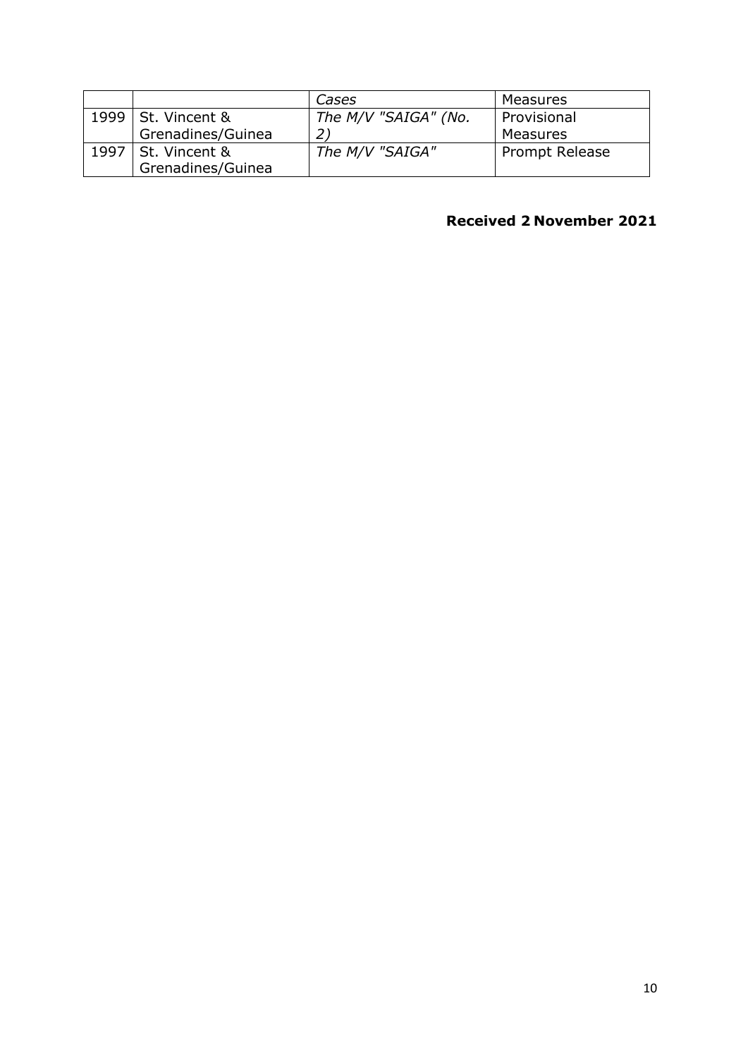| | | *Cases* | Measures |
|---|---|---|---|
| 1999 | St. Vincent & Grenadines/Guinea | *The M/V "SAIGA" (No. 2)* | Provisional Measures |
| 1997 | St. Vincent & Grenadines/Guinea | *The M/V "SAIGA"* | Prompt Release |

**Received 2 November 2021**